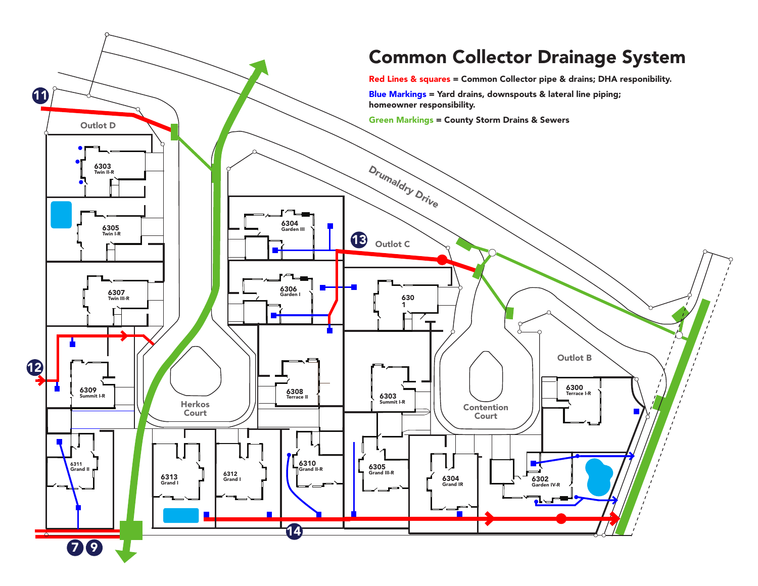# Common Collector Drainage System

**Red Lines & squares** = Common Collector pipe & drains; DHA responibility.

**Blue Markings** = Yard drains, downspouts & lateral line piping; homeowner responsibility.

**Green Markings** = County Storm Drains & Sewers

Drumaldry Drive

Outlot D

Outlot C

Outlot B

Herkos Court

Contention Court

11 12 13 14 7 9

6303 Twin II-R

6305 Twin I-R

6307 Twin III-R

6309 Summit I-R

6311 Grand II

6313 Grand I

6312 Grand I

6310 Grand II-R

6304 Garden III

6306 Garden I

6308 Terrace II

6301

6303 Summit I-R

6305 Grand III-R

6304 Grand IR

6300 Terrace I-R

6302 Garden IV-R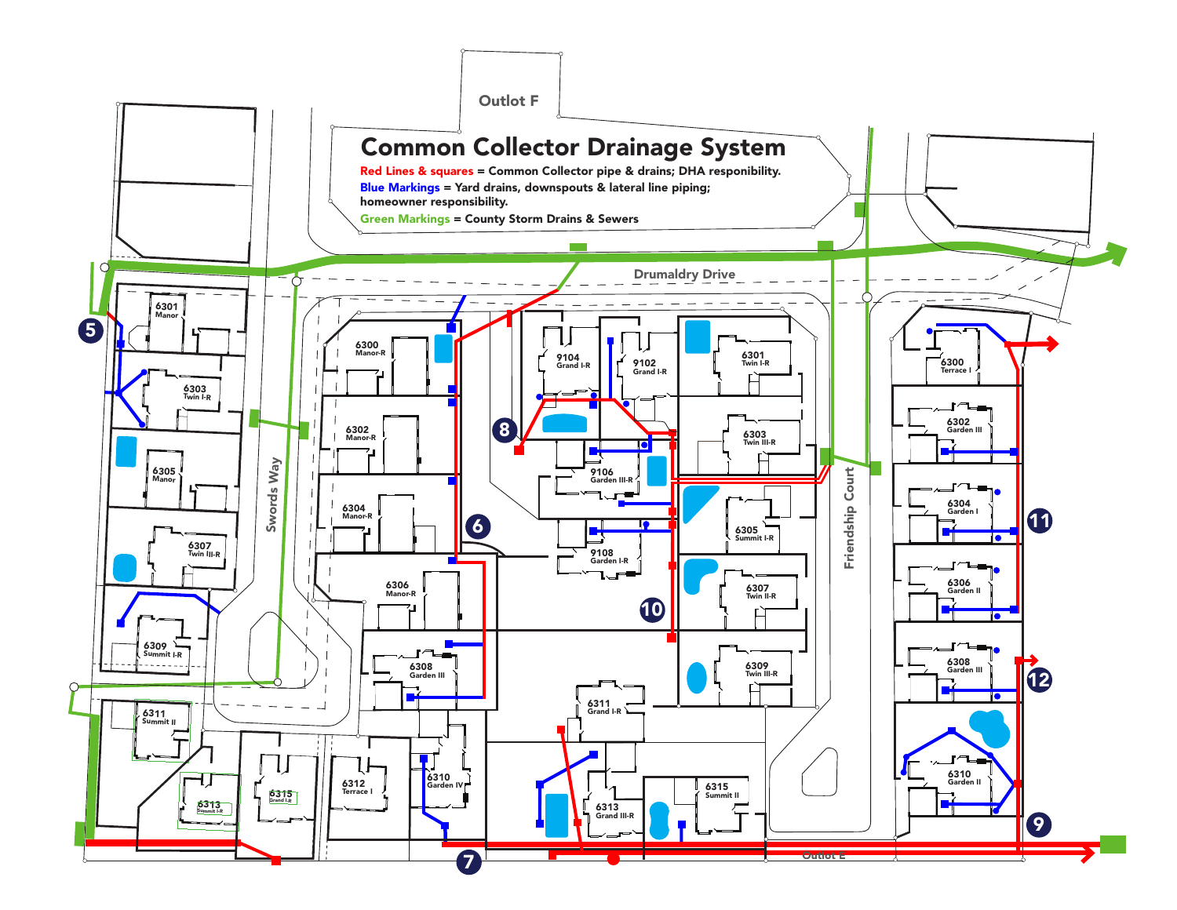# Common Collector Drainage System

**Red Lines & squares** = Common Collector pipe & drains; DHA responsibility.

**Blue Markings** = Yard drains, downspouts & lateral line piping; homeowner responsibility.

**Green Markings** = County Storm Drains & Sewers

Outlot F

Drumaldry Drive

Swords Way

Friendship Court

Outlot E

6301 Manor
6303 Twin I-R
6305 Manor
6307 Twin III-R
6309 Summit I-R
6311 Summit II
6313 Summit I-R
6315 Grand I-R
6312 Terrace I
6310 Garden IV
6300 Manor-R
6302 Manor-R
6304 Manor-R
6306 Manor-R
6308 Garden III
9104 Grand I-R
9102 Grand I-R
9106 Garden III-R
9108 Garden I-R
6301 Twin I-R
6303 Twin III-R
6305 Summit I-R
6307 Twin II-R
6309 Twin III-R
6311 Grand I-R
6313 Grand III-R
6315 Summit II
6300 Terrace I
6302 Garden III
6304 Garden I
6306 Garden II
6308 Garden III
6310 Garden II

5
6
7
8
9
10
11
12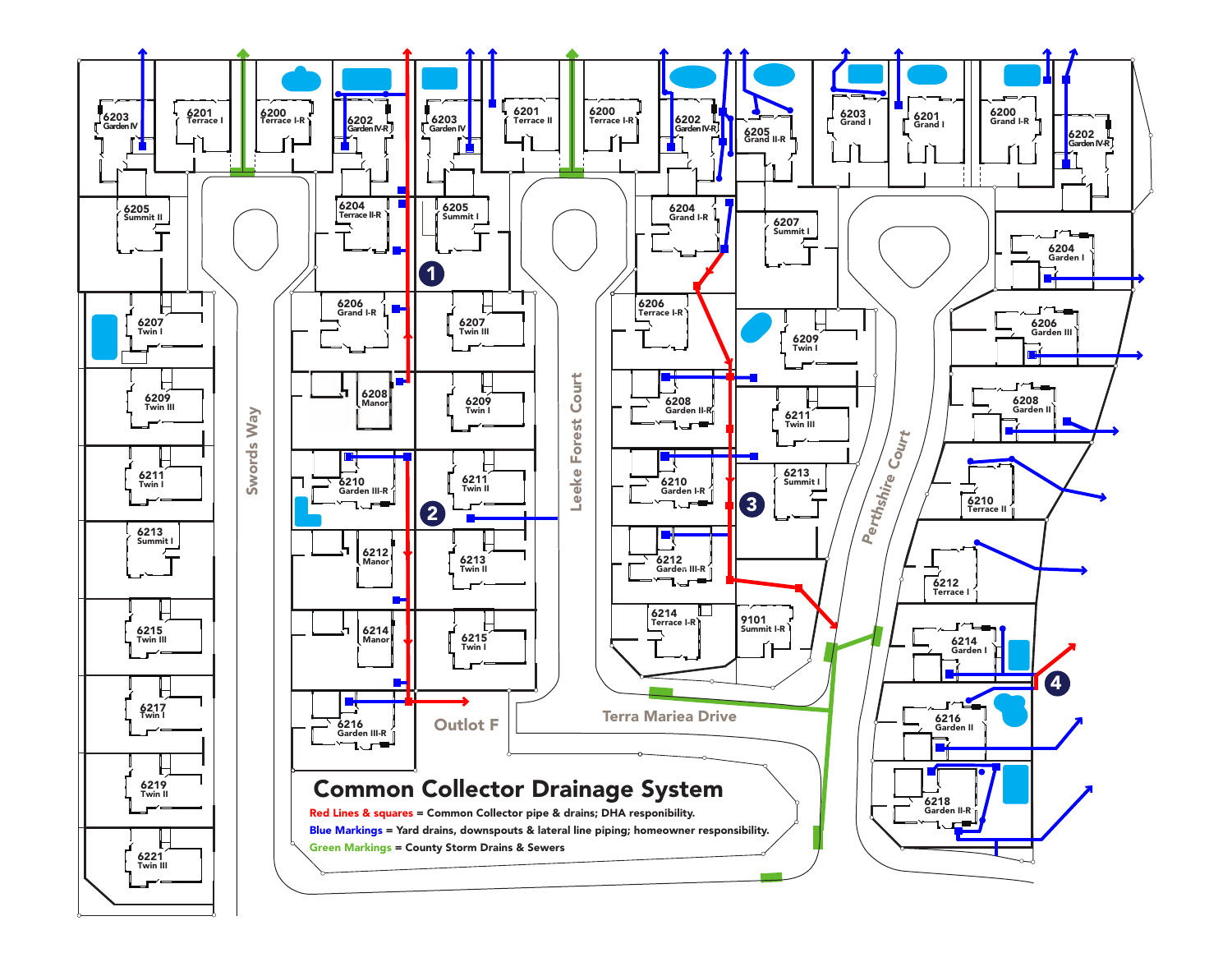## Common Collector Drainage System

**Red Lines & squares** = Common Collector pipe & drains; DHA responsibility.

**Blue Markings** = Yard drains, downspouts & lateral line piping; homeowner responsibility.

**Green Markings** = County Storm Drains & Sewers

Swords Way

Leeke Forest Court

Perthshire Court

Terra Mariea Drive

Outlot F

1

2

3

4

6203 Garden IV

6201 Terrace I

6200 Terrace I-R

6202 Garden IV-R

6203 Garden IV

6201 Terrace II

6200 Terrace I-R

6202 Garden IV-R

6205 Grand II-R

6203 Grand I

6201 Grand I

6200 Grand I-R

6202 Garden IV-R

6205 Summit II

6204 Terrace II-R

6205 Summit I

6204 Grand I-R

6207 Summit I

6204 Garden I

6207 Twin I

6206 Grand I-R

6207 Twin III

6206 Terrace I-R

6209 Twin I

6206 Garden III

6209 Twin III

6208 Manor

6209 Twin I

6208 Garden II-R

6211 Twin III

6208 Garden II

6211 Twin I

6210 Garden III-R

6211 Twin II

6210 Garden I-R

6213 Summit I

6210 Terrace II

6213 Summit I

6212 Manor

6213 Twin II

6212 Garden III-R

6212 Terrace I

6215 Twin III

6214 Manor

6215 Twin I

6214 Terrace I-R

9101 Summit I-R

6214 Garden I

6217 Twin I

6216 Garden III-R

6216 Garden II

6219 Twin II

6218 Garden II-R

6221 Twin III